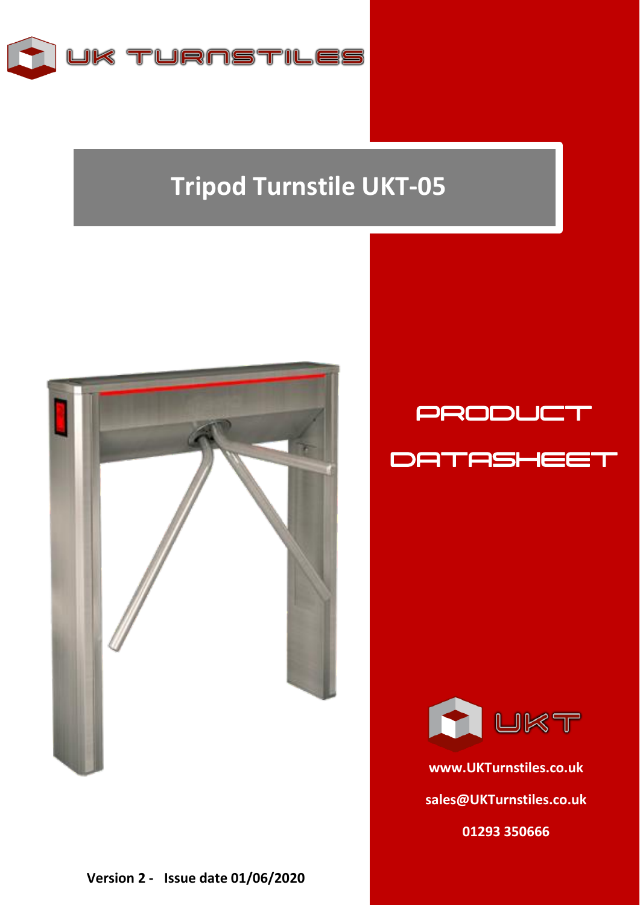UK TURNSTILES

# Tripod Turnstile UKT-05

PRODUCT

DATASHEET

UKT

**www.UKTurnstiles.co.uk**

**sales@UKTurnstiles.co.uk**

**01293 350666**

**Version 2 - Issue date 01/06/2020**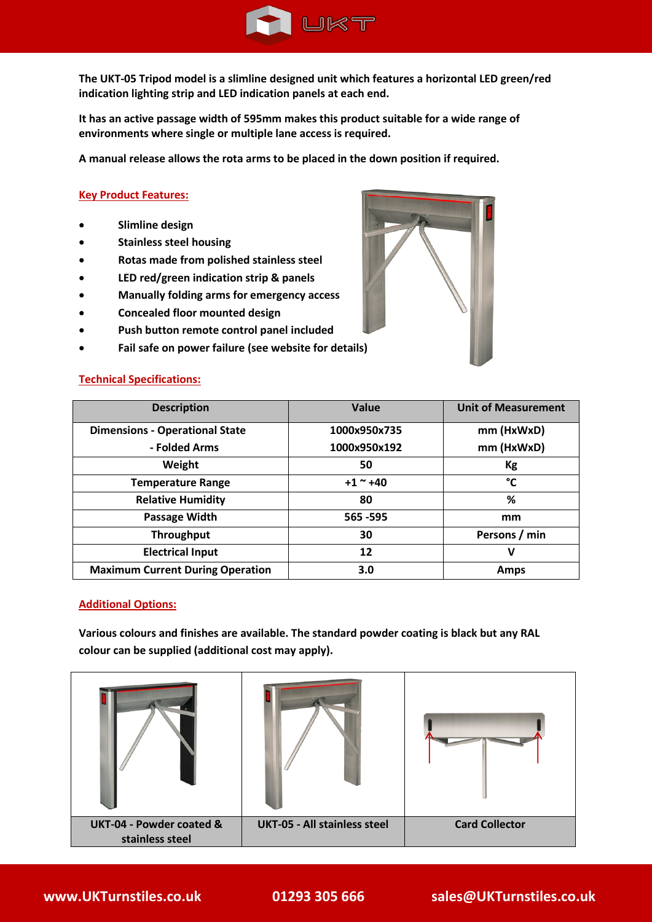The UKT-05 Tripod model is a slimline designed unit which features a horizontal LED green/red indication lighting strip and LED indication panels at each end.

It has an active passage width of 595mm makes this product suitable for a wide range of environments where single or multiple lane access is required.

A manual release allows the rota arms to be placed in the down position if required.

## Key Product Features:

- Slimline design
- Stainless steel housing
- Rotas made from polished stainless steel
- LED red/green indication strip & panels
- Manually folding arms for emergency access
- Concealed floor mounted design
- Push button remote control panel included
- Fail safe on power failure (see website for details)

## Technical Specifications:

| Description | Value | Unit of Measurement |
| --- | --- | --- |
| Dimensions - Operational State<br>- Folded Arms | 1000x950x735<br>1000x950x192 | mm (HxWxD)<br>mm (HxWxD) |
| Weight | 50 | Kg |
| Temperature Range | +1 ~ +40 | °C |
| Relative Humidity | 80 | % |
| Passage Width | 565 -595 | mm |
| Throughput | 30 | Persons / min |
| Electrical Input | 12 | V |
| Maximum Current During Operation | 3.0 | Amps |

## Additional Options:

Various colours and finishes are available. The standard powder coating is black but any RAL colour can be supplied (additional cost may apply).

| | | |
| --- | --- | --- |
| UKT-04 - Powder coated & stainless steel | UKT-05 - All stainless steel | Card Collector |

www.UKTurnstiles.co.uk 01293 305 666 sales@UKTurnstiles.co.uk